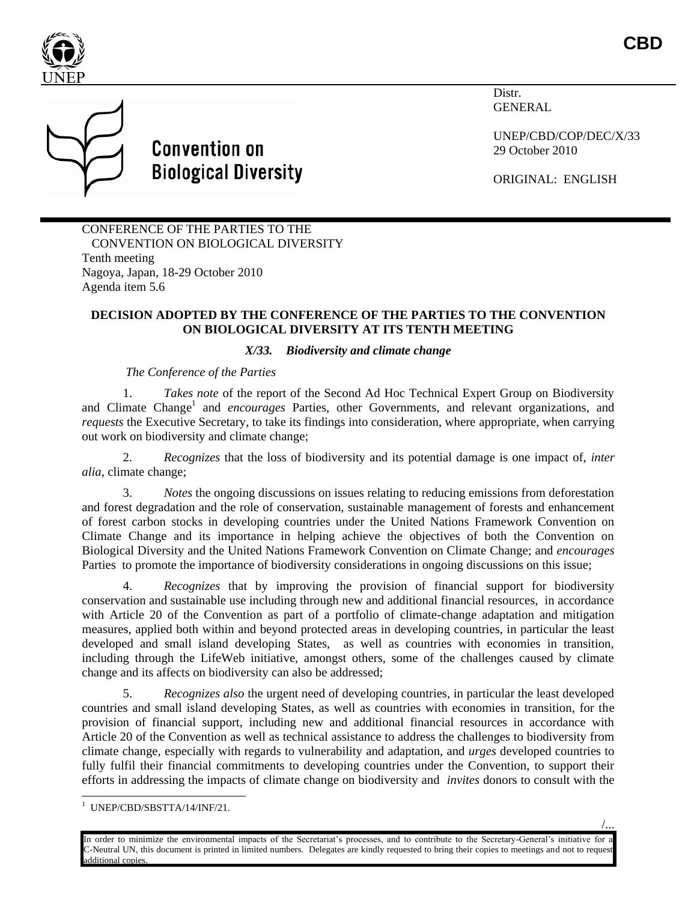CBD

Distr.
GENERAL

UNEP/CBD/COP/DEC/X/33
29 October 2010

ORIGINAL: ENGLISH

Convention on Biological Diversity

CONFERENCE OF THE PARTIES TO THE CONVENTION ON BIOLOGICAL DIVERSITY
Tenth meeting
Nagoya, Japan, 18-29 October 2010
Agenda item 5.6

**DECISION ADOPTED BY THE CONFERENCE OF THE PARTIES TO THE CONVENTION ON BIOLOGICAL DIVERSITY AT ITS TENTH MEETING**

***X/33. Biodiversity and climate change***

*The Conference of the Parties*

1. *Takes note* of the report of the Second Ad Hoc Technical Expert Group on Biodiversity and Climate Change[1] and *encourages* Parties, other Governments, and relevant organizations, and *requests* the Executive Secretary, to take its findings into consideration, where appropriate, when carrying out work on biodiversity and climate change;

2. *Recognizes* that the loss of biodiversity and its potential damage is one impact of, *inter alia*, climate change;

3. *Notes* the ongoing discussions on issues relating to reducing emissions from deforestation and forest degradation and the role of conservation, sustainable management of forests and enhancement of forest carbon stocks in developing countries under the United Nations Framework Convention on Climate Change and its importance in helping achieve the objectives of both the Convention on Biological Diversity and the United Nations Framework Convention on Climate Change; and *encourages* Parties to promote the importance of biodiversity considerations in ongoing discussions on this issue;

4. *Recognizes* that by improving the provision of financial support for biodiversity conservation and sustainable use including through new and additional financial resources, in accordance with Article 20 of the Convention as part of a portfolio of climate-change adaptation and mitigation measures, applied both within and beyond protected areas in developing countries, in particular the least developed and small island developing States, as well as countries with economies in transition, including through the LifeWeb initiative, amongst others, some of the challenges caused by climate change and its affects on biodiversity can also be addressed;

5. *Recognizes also* the urgent need of developing countries, in particular the least developed countries and small island developing States, as well as countries with economies in transition, for the provision of financial support, including new and additional financial resources in accordance with Article 20 of the Convention as well as technical assistance to address the challenges to biodiversity from climate change, especially with regards to vulnerability and adaptation, and *urges* developed countries to fully fulfil their financial commitments to developing countries under the Convention, to support their efforts in addressing the impacts of climate change on biodiversity and *invites* donors to consult with the

[1] UNEP/CBD/SBSTTA/14/INF/21.

In order to minimize the environmental impacts of the Secretariat's processes, and to contribute to the Secretary-General's initiative for a C-Neutral UN, this document is printed in limited numbers. Delegates are kindly requested to bring their copies to meetings and not to request additional copies.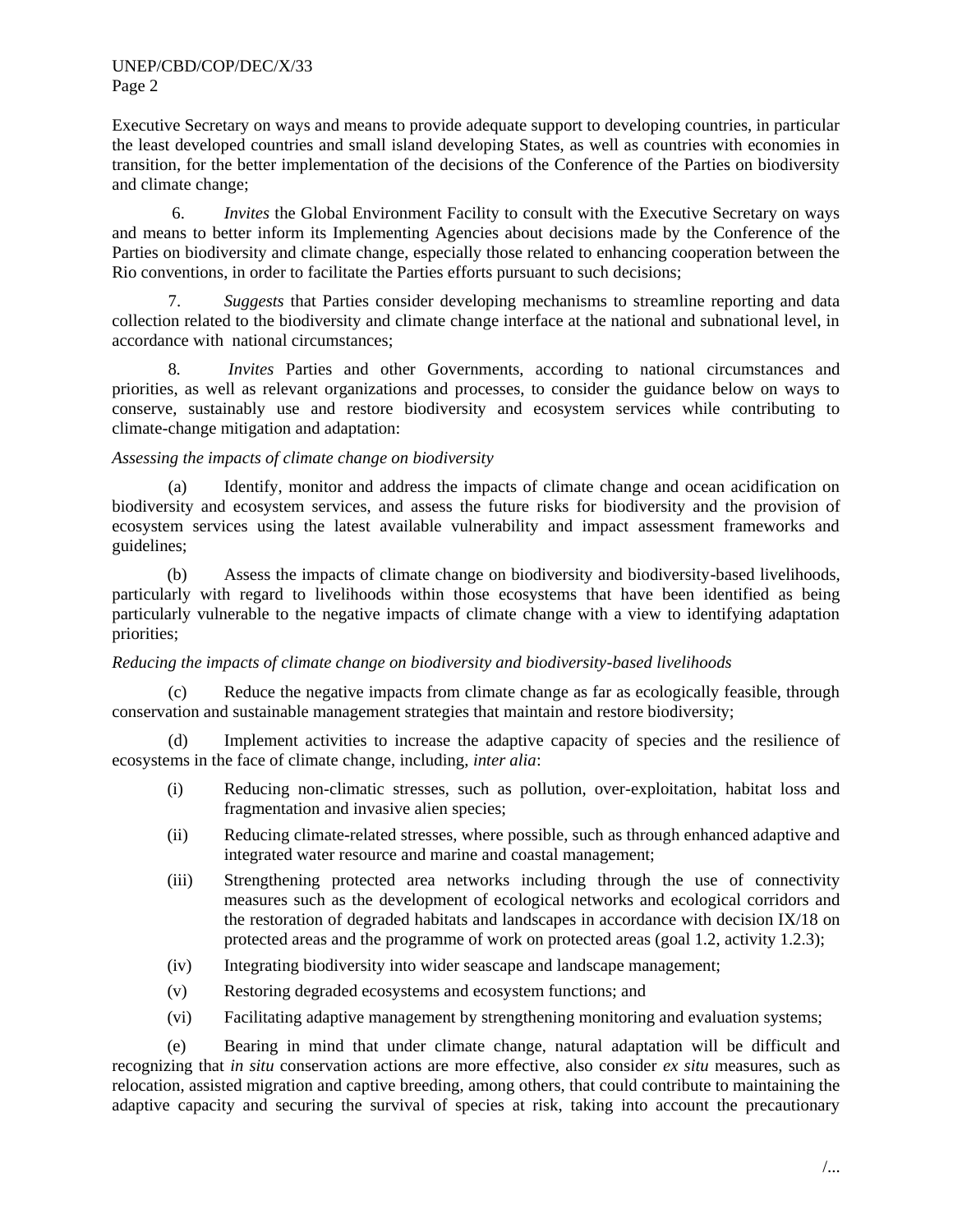Executive Secretary on ways and means to provide adequate support to developing countries, in particular the least developed countries and small island developing States, as well as countries with economies in transition, for the better implementation of the decisions of the Conference of the Parties on biodiversity and climate change;

6. *Invites* the Global Environment Facility to consult with the Executive Secretary on ways and means to better inform its Implementing Agencies about decisions made by the Conference of the Parties on biodiversity and climate change, especially those related to enhancing cooperation between the Rio conventions, in order to facilitate the Parties efforts pursuant to such decisions;

7. *Suggests* that Parties consider developing mechanisms to streamline reporting and data collection related to the biodiversity and climate change interface at the national and subnational level, in accordance with national circumstances;

8. *Invites* Parties and other Governments, according to national circumstances and priorities, as well as relevant organizations and processes, to consider the guidance below on ways to conserve, sustainably use and restore biodiversity and ecosystem services while contributing to climate-change mitigation and adaptation:

*Assessing the impacts of climate change on biodiversity*

(a) Identify, monitor and address the impacts of climate change and ocean acidification on biodiversity and ecosystem services, and assess the future risks for biodiversity and the provision of ecosystem services using the latest available vulnerability and impact assessment frameworks and guidelines;

(b) Assess the impacts of climate change on biodiversity and biodiversity-based livelihoods, particularly with regard to livelihoods within those ecosystems that have been identified as being particularly vulnerable to the negative impacts of climate change with a view to identifying adaptation priorities;

*Reducing the impacts of climate change on biodiversity and biodiversity-based livelihoods*

(c) Reduce the negative impacts from climate change as far as ecologically feasible, through conservation and sustainable management strategies that maintain and restore biodiversity;

(d) Implement activities to increase the adaptive capacity of species and the resilience of ecosystems in the face of climate change, including, *inter alia*:

(i) Reducing non-climatic stresses, such as pollution, over-exploitation, habitat loss and fragmentation and invasive alien species;

(ii) Reducing climate-related stresses, where possible, such as through enhanced adaptive and integrated water resource and marine and coastal management;

(iii) Strengthening protected area networks including through the use of connectivity measures such as the development of ecological networks and ecological corridors and the restoration of degraded habitats and landscapes in accordance with decision IX/18 on protected areas and the programme of work on protected areas (goal 1.2, activity 1.2.3);

(iv) Integrating biodiversity into wider seascape and landscape management;

(v) Restoring degraded ecosystems and ecosystem functions; and

(vi) Facilitating adaptive management by strengthening monitoring and evaluation systems;

(e) Bearing in mind that under climate change, natural adaptation will be difficult and recognizing that *in situ* conservation actions are more effective, also consider *ex situ* measures, such as relocation, assisted migration and captive breeding, among others, that could contribute to maintaining the adaptive capacity and securing the survival of species at risk, taking into account the precautionary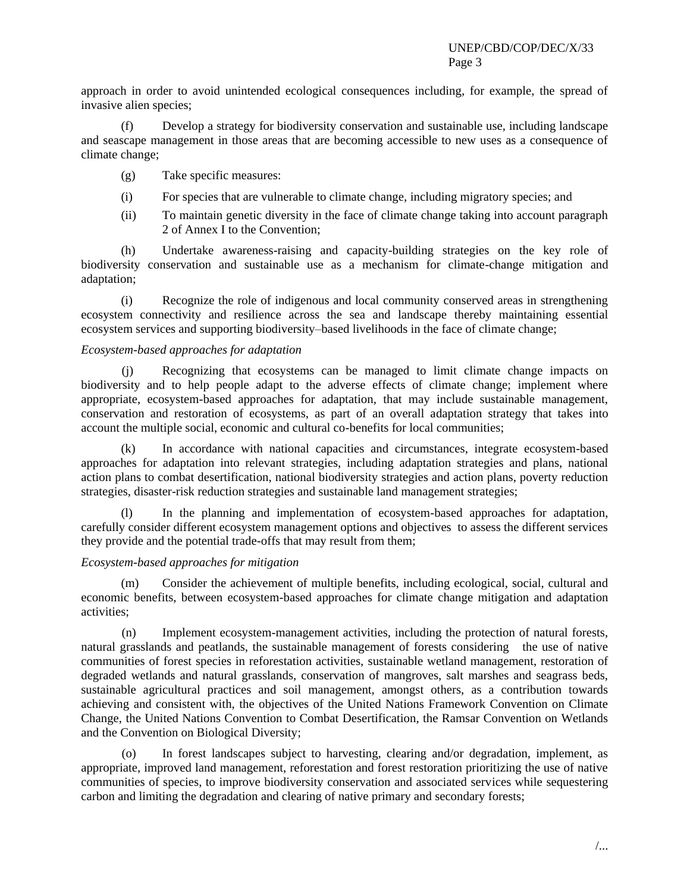approach in order to avoid unintended ecological consequences including, for example, the spread of invasive alien species;

(f) Develop a strategy for biodiversity conservation and sustainable use, including landscape and seascape management in those areas that are becoming accessible to new uses as a consequence of climate change;

(g) Take specific measures:

(i) For species that are vulnerable to climate change, including migratory species; and

(ii) To maintain genetic diversity in the face of climate change taking into account paragraph 2 of Annex I to the Convention;

(h) Undertake awareness-raising and capacity-building strategies on the key role of biodiversity conservation and sustainable use as a mechanism for climate-change mitigation and adaptation;

(i) Recognize the role of indigenous and local community conserved areas in strengthening ecosystem connectivity and resilience across the sea and landscape thereby maintaining essential ecosystem services and supporting biodiversity–based livelihoods in the face of climate change;

*Ecosystem-based approaches for adaptation*

(j) Recognizing that ecosystems can be managed to limit climate change impacts on biodiversity and to help people adapt to the adverse effects of climate change; implement where appropriate, ecosystem-based approaches for adaptation, that may include sustainable management, conservation and restoration of ecosystems, as part of an overall adaptation strategy that takes into account the multiple social, economic and cultural co-benefits for local communities;

(k) In accordance with national capacities and circumstances, integrate ecosystem-based approaches for adaptation into relevant strategies, including adaptation strategies and plans, national action plans to combat desertification, national biodiversity strategies and action plans, poverty reduction strategies, disaster-risk reduction strategies and sustainable land management strategies;

(l) In the planning and implementation of ecosystem-based approaches for adaptation, carefully consider different ecosystem management options and objectives to assess the different services they provide and the potential trade-offs that may result from them;

*Ecosystem-based approaches for mitigation*

(m) Consider the achievement of multiple benefits, including ecological, social, cultural and economic benefits, between ecosystem-based approaches for climate change mitigation and adaptation activities;

(n) Implement ecosystem-management activities, including the protection of natural forests, natural grasslands and peatlands, the sustainable management of forests considering the use of native communities of forest species in reforestation activities, sustainable wetland management, restoration of degraded wetlands and natural grasslands, conservation of mangroves, salt marshes and seagrass beds, sustainable agricultural practices and soil management, amongst others, as a contribution towards achieving and consistent with, the objectives of the United Nations Framework Convention on Climate Change, the United Nations Convention to Combat Desertification, the Ramsar Convention on Wetlands and the Convention on Biological Diversity;

(o) In forest landscapes subject to harvesting, clearing and/or degradation, implement, as appropriate, improved land management, reforestation and forest restoration prioritizing the use of native communities of species, to improve biodiversity conservation and associated services while sequestering carbon and limiting the degradation and clearing of native primary and secondary forests;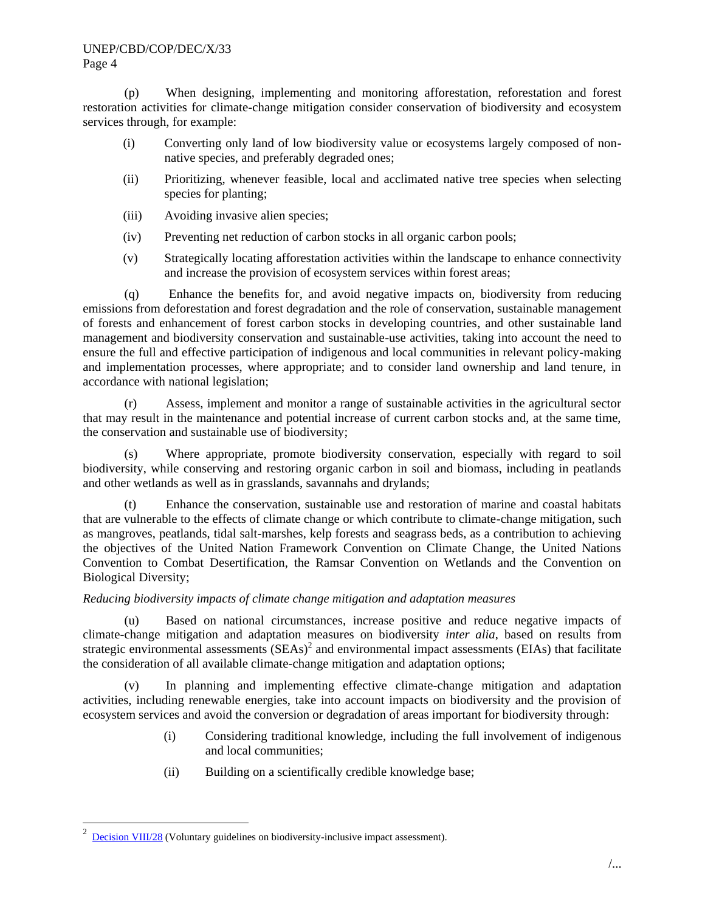(p) When designing, implementing and monitoring afforestation, reforestation and forest restoration activities for climate-change mitigation consider conservation of biodiversity and ecosystem services through, for example:

(i) Converting only land of low biodiversity value or ecosystems largely composed of non-native species, and preferably degraded ones;

(ii) Prioritizing, whenever feasible, local and acclimated native tree species when selecting species for planting;

(iii) Avoiding invasive alien species;

(iv) Preventing net reduction of carbon stocks in all organic carbon pools;

(v) Strategically locating afforestation activities within the landscape to enhance connectivity and increase the provision of ecosystem services within forest areas;

(q) Enhance the benefits for, and avoid negative impacts on, biodiversity from reducing emissions from deforestation and forest degradation and the role of conservation, sustainable management of forests and enhancement of forest carbon stocks in developing countries, and other sustainable land management and biodiversity conservation and sustainable-use activities, taking into account the need to ensure the full and effective participation of indigenous and local communities in relevant policy-making and implementation processes, where appropriate; and to consider land ownership and land tenure, in accordance with national legislation;

(r) Assess, implement and monitor a range of sustainable activities in the agricultural sector that may result in the maintenance and potential increase of current carbon stocks and, at the same time, the conservation and sustainable use of biodiversity;

(s) Where appropriate, promote biodiversity conservation, especially with regard to soil biodiversity, while conserving and restoring organic carbon in soil and biomass, including in peatlands and other wetlands as well as in grasslands, savannahs and drylands;

(t) Enhance the conservation, sustainable use and restoration of marine and coastal habitats that are vulnerable to the effects of climate change or which contribute to climate-change mitigation, such as mangroves, peatlands, tidal salt-marshes, kelp forests and seagrass beds, as a contribution to achieving the objectives of the United Nation Framework Convention on Climate Change, the United Nations Convention to Combat Desertification, the Ramsar Convention on Wetlands and the Convention on Biological Diversity;

*Reducing biodiversity impacts of climate change mitigation and adaptation measures*

(u) Based on national circumstances, increase positive and reduce negative impacts of climate-change mitigation and adaptation measures on biodiversity *inter alia*, based on results from strategic environmental assessments (SEAs)[2] and environmental impact assessments (EIAs) that facilitate the consideration of all available climate-change mitigation and adaptation options;

(v) In planning and implementing effective climate-change mitigation and adaptation activities, including renewable energies, take into account impacts on biodiversity and the provision of ecosystem services and avoid the conversion or degradation of areas important for biodiversity through:

(i) Considering traditional knowledge, including the full involvement of indigenous and local communities;

(ii) Building on a scientifically credible knowledge base;

---

[2] Decision VIII/28 (Voluntary guidelines on biodiversity-inclusive impact assessment).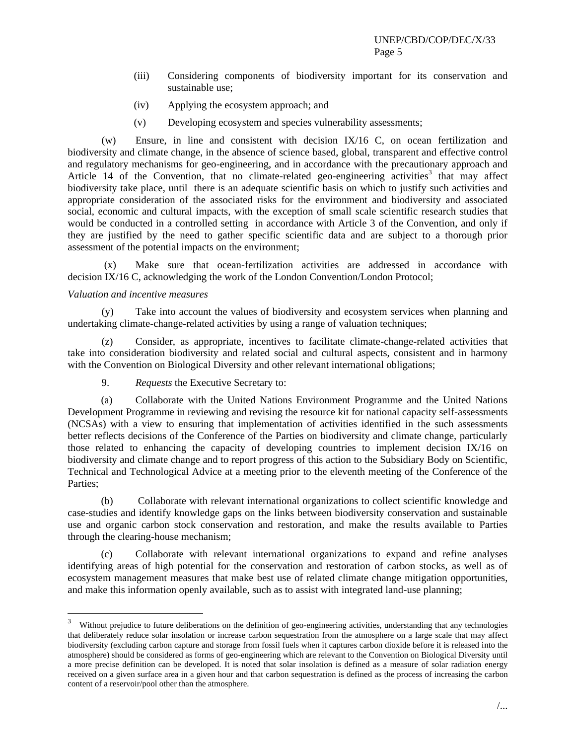(iii) Considering components of biodiversity important for its conservation and sustainable use;

(iv) Applying the ecosystem approach; and

(v) Developing ecosystem and species vulnerability assessments;

(w) Ensure, in line and consistent with decision IX/16 C, on ocean fertilization and biodiversity and climate change, in the absence of science based, global, transparent and effective control and regulatory mechanisms for geo-engineering, and in accordance with the precautionary approach and Article 14 of the Convention, that no climate-related geo-engineering activities[3] that may affect biodiversity take place, until there is an adequate scientific basis on which to justify such activities and appropriate consideration of the associated risks for the environment and biodiversity and associated social, economic and cultural impacts, with the exception of small scale scientific research studies that would be conducted in a controlled setting in accordance with Article 3 of the Convention, and only if they are justified by the need to gather specific scientific data and are subject to a thorough prior assessment of the potential impacts on the environment;

(x) Make sure that ocean-fertilization activities are addressed in accordance with decision IX/16 C, acknowledging the work of the London Convention/London Protocol;

*Valuation and incentive measures*

(y) Take into account the values of biodiversity and ecosystem services when planning and undertaking climate-change-related activities by using a range of valuation techniques;

(z) Consider, as appropriate, incentives to facilitate climate-change-related activities that take into consideration biodiversity and related social and cultural aspects, consistent and in harmony with the Convention on Biological Diversity and other relevant international obligations;

9. *Requests* the Executive Secretary to:

(a) Collaborate with the United Nations Environment Programme and the United Nations Development Programme in reviewing and revising the resource kit for national capacity self-assessments (NCSAs) with a view to ensuring that implementation of activities identified in the such assessments better reflects decisions of the Conference of the Parties on biodiversity and climate change, particularly those related to enhancing the capacity of developing countries to implement decision IX/16 on biodiversity and climate change and to report progress of this action to the Subsidiary Body on Scientific, Technical and Technological Advice at a meeting prior to the eleventh meeting of the Conference of the Parties;

(b) Collaborate with relevant international organizations to collect scientific knowledge and case-studies and identify knowledge gaps on the links between biodiversity conservation and sustainable use and organic carbon stock conservation and restoration, and make the results available to Parties through the clearing-house mechanism;

(c) Collaborate with relevant international organizations to expand and refine analyses identifying areas of high potential for the conservation and restoration of carbon stocks, as well as of ecosystem management measures that make best use of related climate change mitigation opportunities, and make this information openly available, such as to assist with integrated land-use planning;

---

[3] Without prejudice to future deliberations on the definition of geo-engineering activities, understanding that any technologies that deliberately reduce solar insolation or increase carbon sequestration from the atmosphere on a large scale that may affect biodiversity (excluding carbon capture and storage from fossil fuels when it captures carbon dioxide before it is released into the atmosphere) should be considered as forms of geo-engineering which are relevant to the Convention on Biological Diversity until a more precise definition can be developed. It is noted that solar insolation is defined as a measure of solar radiation energy received on a given surface area in a given hour and that carbon sequestration is defined as the process of increasing the carbon content of a reservoir/pool other than the atmosphere.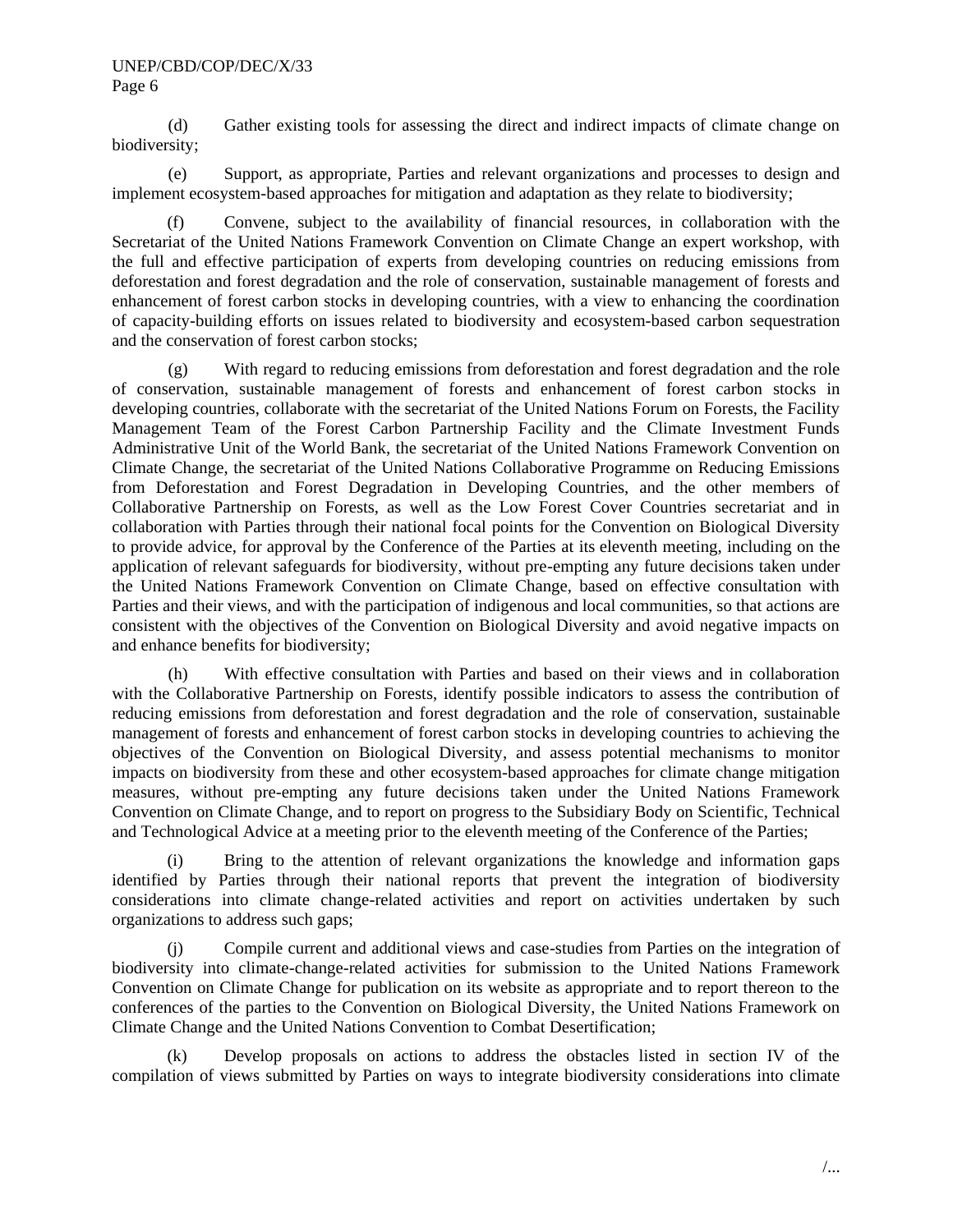(d) Gather existing tools for assessing the direct and indirect impacts of climate change on biodiversity;

(e) Support, as appropriate, Parties and relevant organizations and processes to design and implement ecosystem-based approaches for mitigation and adaptation as they relate to biodiversity;

(f) Convene, subject to the availability of financial resources, in collaboration with the Secretariat of the United Nations Framework Convention on Climate Change an expert workshop, with the full and effective participation of experts from developing countries on reducing emissions from deforestation and forest degradation and the role of conservation, sustainable management of forests and enhancement of forest carbon stocks in developing countries, with a view to enhancing the coordination of capacity-building efforts on issues related to biodiversity and ecosystem-based carbon sequestration and the conservation of forest carbon stocks;

(g) With regard to reducing emissions from deforestation and forest degradation and the role of conservation, sustainable management of forests and enhancement of forest carbon stocks in developing countries, collaborate with the secretariat of the United Nations Forum on Forests, the Facility Management Team of the Forest Carbon Partnership Facility and the Climate Investment Funds Administrative Unit of the World Bank, the secretariat of the United Nations Framework Convention on Climate Change, the secretariat of the United Nations Collaborative Programme on Reducing Emissions from Deforestation and Forest Degradation in Developing Countries, and the other members of Collaborative Partnership on Forests, as well as the Low Forest Cover Countries secretariat and in collaboration with Parties through their national focal points for the Convention on Biological Diversity to provide advice, for approval by the Conference of the Parties at its eleventh meeting, including on the application of relevant safeguards for biodiversity, without pre-empting any future decisions taken under the United Nations Framework Convention on Climate Change, based on effective consultation with Parties and their views, and with the participation of indigenous and local communities, so that actions are consistent with the objectives of the Convention on Biological Diversity and avoid negative impacts on and enhance benefits for biodiversity;

(h) With effective consultation with Parties and based on their views and in collaboration with the Collaborative Partnership on Forests, identify possible indicators to assess the contribution of reducing emissions from deforestation and forest degradation and the role of conservation, sustainable management of forests and enhancement of forest carbon stocks in developing countries to achieving the objectives of the Convention on Biological Diversity, and assess potential mechanisms to monitor impacts on biodiversity from these and other ecosystem-based approaches for climate change mitigation measures, without pre-empting any future decisions taken under the United Nations Framework Convention on Climate Change, and to report on progress to the Subsidiary Body on Scientific, Technical and Technological Advice at a meeting prior to the eleventh meeting of the Conference of the Parties;

(i) Bring to the attention of relevant organizations the knowledge and information gaps identified by Parties through their national reports that prevent the integration of biodiversity considerations into climate change-related activities and report on activities undertaken by such organizations to address such gaps;

(j) Compile current and additional views and case-studies from Parties on the integration of biodiversity into climate-change-related activities for submission to the United Nations Framework Convention on Climate Change for publication on its website as appropriate and to report thereon to the conferences of the parties to the Convention on Biological Diversity, the United Nations Framework on Climate Change and the United Nations Convention to Combat Desertification;

(k) Develop proposals on actions to address the obstacles listed in section IV of the compilation of views submitted by Parties on ways to integrate biodiversity considerations into climate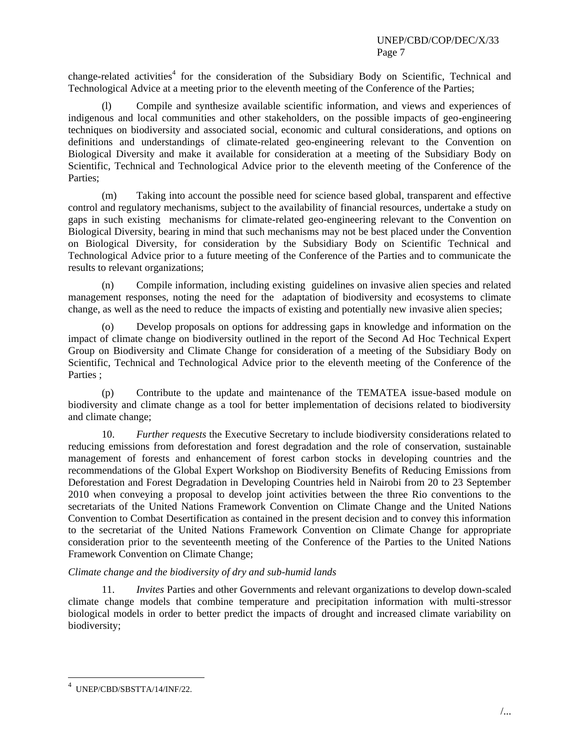change-related activities[4] for the consideration of the Subsidiary Body on Scientific, Technical and Technological Advice at a meeting prior to the eleventh meeting of the Conference of the Parties;

(l) Compile and synthesize available scientific information, and views and experiences of indigenous and local communities and other stakeholders, on the possible impacts of geo-engineering techniques on biodiversity and associated social, economic and cultural considerations, and options on definitions and understandings of climate-related geo-engineering relevant to the Convention on Biological Diversity and make it available for consideration at a meeting of the Subsidiary Body on Scientific, Technical and Technological Advice prior to the eleventh meeting of the Conference of the Parties;

(m) Taking into account the possible need for science based global, transparent and effective control and regulatory mechanisms, subject to the availability of financial resources, undertake a study on gaps in such existing mechanisms for climate-related geo-engineering relevant to the Convention on Biological Diversity, bearing in mind that such mechanisms may not be best placed under the Convention on Biological Diversity, for consideration by the Subsidiary Body on Scientific Technical and Technological Advice prior to a future meeting of the Conference of the Parties and to communicate the results to relevant organizations;

(n) Compile information, including existing guidelines on invasive alien species and related management responses, noting the need for the adaptation of biodiversity and ecosystems to climate change, as well as the need to reduce the impacts of existing and potentially new invasive alien species;

(o) Develop proposals on options for addressing gaps in knowledge and information on the impact of climate change on biodiversity outlined in the report of the Second Ad Hoc Technical Expert Group on Biodiversity and Climate Change for consideration of a meeting of the Subsidiary Body on Scientific, Technical and Technological Advice prior to the eleventh meeting of the Conference of the Parties ;

(p) Contribute to the update and maintenance of the TEMATEA issue-based module on biodiversity and climate change as a tool for better implementation of decisions related to biodiversity and climate change;

10. *Further requests* the Executive Secretary to include biodiversity considerations related to reducing emissions from deforestation and forest degradation and the role of conservation, sustainable management of forests and enhancement of forest carbon stocks in developing countries and the recommendations of the Global Expert Workshop on Biodiversity Benefits of Reducing Emissions from Deforestation and Forest Degradation in Developing Countries held in Nairobi from 20 to 23 September 2010 when conveying a proposal to develop joint activities between the three Rio conventions to the secretariats of the United Nations Framework Convention on Climate Change and the United Nations Convention to Combat Desertification as contained in the present decision and to convey this information to the secretariat of the United Nations Framework Convention on Climate Change for appropriate consideration prior to the seventeenth meeting of the Conference of the Parties to the United Nations Framework Convention on Climate Change;

*Climate change and the biodiversity of dry and sub-humid lands*

11. *Invites* Parties and other Governments and relevant organizations to develop down-scaled climate change models that combine temperature and precipitation information with multi-stressor biological models in order to better predict the impacts of drought and increased climate variability on biodiversity;

[4] UNEP/CBD/SBSTTA/14/INF/22.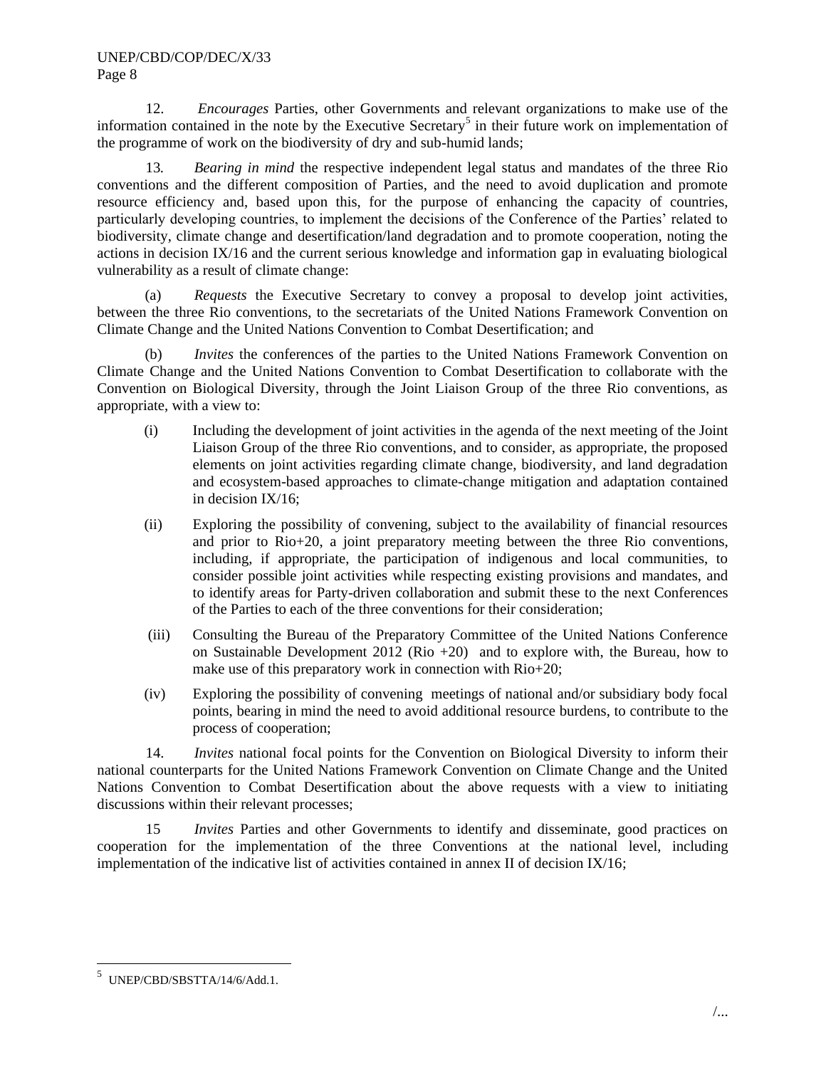12. *Encourages* Parties, other Governments and relevant organizations to make use of the information contained in the note by the Executive Secretary[5] in their future work on implementation of the programme of work on the biodiversity of dry and sub-humid lands;

13. *Bearing in mind* the respective independent legal status and mandates of the three Rio conventions and the different composition of Parties, and the need to avoid duplication and promote resource efficiency and, based upon this, for the purpose of enhancing the capacity of countries, particularly developing countries, to implement the decisions of the Conference of the Parties' related to biodiversity, climate change and desertification/land degradation and to promote cooperation, noting the actions in decision IX/16 and the current serious knowledge and information gap in evaluating biological vulnerability as a result of climate change:

(a) *Requests* the Executive Secretary to convey a proposal to develop joint activities, between the three Rio conventions, to the secretariats of the United Nations Framework Convention on Climate Change and the United Nations Convention to Combat Desertification; and

(b) *Invites* the conferences of the parties to the United Nations Framework Convention on Climate Change and the United Nations Convention to Combat Desertification to collaborate with the Convention on Biological Diversity, through the Joint Liaison Group of the three Rio conventions, as appropriate, with a view to:

(i) Including the development of joint activities in the agenda of the next meeting of the Joint Liaison Group of the three Rio conventions, and to consider, as appropriate, the proposed elements on joint activities regarding climate change, biodiversity, and land degradation and ecosystem-based approaches to climate-change mitigation and adaptation contained in decision IX/16;

(ii) Exploring the possibility of convening, subject to the availability of financial resources and prior to Rio+20, a joint preparatory meeting between the three Rio conventions, including, if appropriate, the participation of indigenous and local communities, to consider possible joint activities while respecting existing provisions and mandates, and to identify areas for Party-driven collaboration and submit these to the next Conferences of the Parties to each of the three conventions for their consideration;

(iii) Consulting the Bureau of the Preparatory Committee of the United Nations Conference on Sustainable Development 2012 (Rio +20) and to explore with, the Bureau, how to make use of this preparatory work in connection with Rio+20;

(iv) Exploring the possibility of convening meetings of national and/or subsidiary body focal points, bearing in mind the need to avoid additional resource burdens, to contribute to the process of cooperation;

14. *Invites* national focal points for the Convention on Biological Diversity to inform their national counterparts for the United Nations Framework Convention on Climate Change and the United Nations Convention to Combat Desertification about the above requests with a view to initiating discussions within their relevant processes;

15 *Invites* Parties and other Governments to identify and disseminate, good practices on cooperation for the implementation of the three Conventions at the national level, including implementation of the indicative list of activities contained in annex II of decision IX/16;

[5] UNEP/CBD/SBSTTA/14/6/Add.1.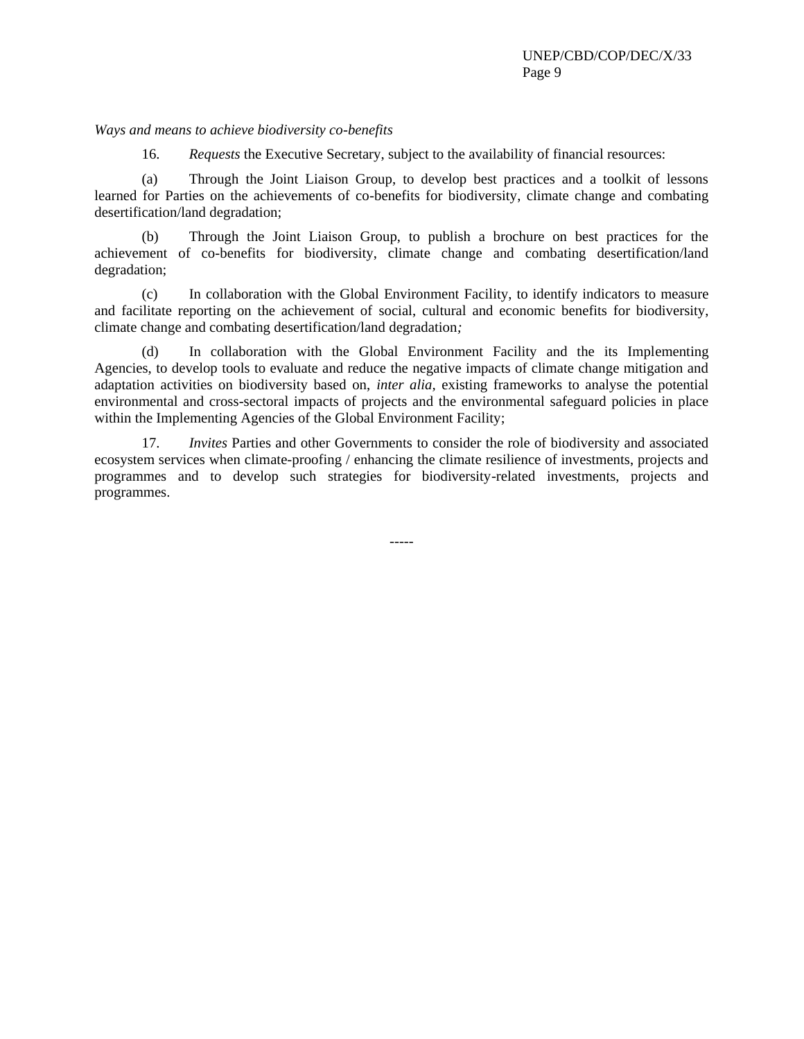*Ways and means to achieve biodiversity co-benefits*

16. *Requests* the Executive Secretary, subject to the availability of financial resources:

(a) Through the Joint Liaison Group, to develop best practices and a toolkit of lessons learned for Parties on the achievements of co-benefits for biodiversity, climate change and combating desertification/land degradation;

(b) Through the Joint Liaison Group, to publish a brochure on best practices for the achievement of co-benefits for biodiversity, climate change and combating desertification/land degradation;

(c) In collaboration with the Global Environment Facility, to identify indicators to measure and facilitate reporting on the achievement of social, cultural and economic benefits for biodiversity, climate change and combating desertification/land degradation*;*

(d) In collaboration with the Global Environment Facility and the its Implementing Agencies, to develop tools to evaluate and reduce the negative impacts of climate change mitigation and adaptation activities on biodiversity based on, *inter alia*, existing frameworks to analyse the potential environmental and cross-sectoral impacts of projects and the environmental safeguard policies in place within the Implementing Agencies of the Global Environment Facility;

17. *Invites* Parties and other Governments to consider the role of biodiversity and associated ecosystem services when climate-proofing / enhancing the climate resilience of investments, projects and programmes and to develop such strategies for biodiversity-related investments, projects and programmes.

-----